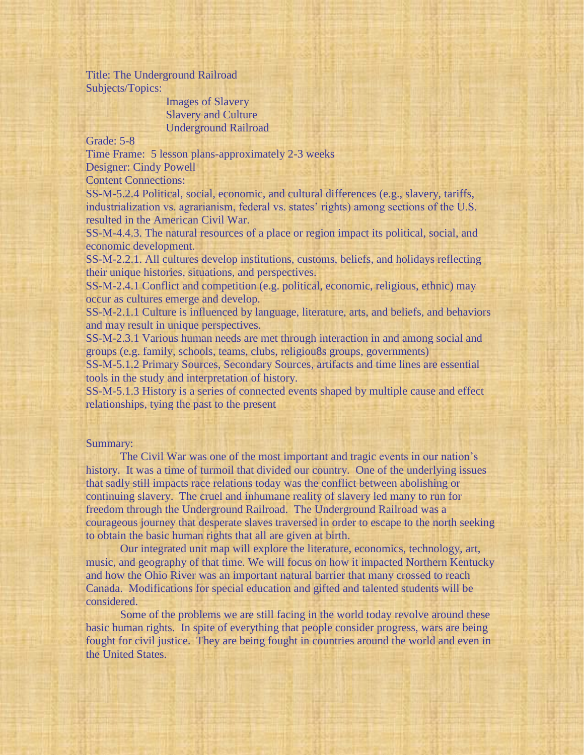Title: The Underground Railroad

Subjects/Topics:

Images of Slavery
Slavery and Culture
Underground Railroad

Grade: 5-8

Time Frame: 5 lesson plans-approximately 2-3 weeks

Designer: Cindy Powell

Content Connections:

SS-M-5.2.4 Political, social, economic, and cultural differences (e.g., slavery, tariffs, industrialization vs. agrarianism, federal vs. states' rights) among sections of the U.S. resulted in the American Civil War.

SS-M-4.4.3. The natural resources of a place or region impact its political, social, and economic development.

SS-M-2.2.1. All cultures develop institutions, customs, beliefs, and holidays reflecting their unique histories, situations, and perspectives.

SS-M-2.4.1 Conflict and competition (e.g. political, economic, religious, ethnic) may occur as cultures emerge and develop.

SS-M-2.1.1 Culture is influenced by language, literature, arts, and beliefs, and behaviors and may result in unique perspectives.

SS-M-2.3.1 Various human needs are met through interaction in and among social and groups (e.g. family, schools, teams, clubs, religiou8s groups, governments)

SS-M-5.1.2 Primary Sources, Secondary Sources, artifacts and time lines are essential tools in the study and interpretation of history.

SS-M-5.1.3 History is a series of connected events shaped by multiple cause and effect relationships, tying the past to the present

Summary:

The Civil War was one of the most important and tragic events in our nation's history. It was a time of turmoil that divided our country. One of the underlying issues that sadly still impacts race relations today was the conflict between abolishing or continuing slavery. The cruel and inhumane reality of slavery led many to run for freedom through the Underground Railroad. The Underground Railroad was a courageous journey that desperate slaves traversed in order to escape to the north seeking to obtain the basic human rights that all are given at birth.

Our integrated unit map will explore the literature, economics, technology, art, music, and geography of that time. We will focus on how it impacted Northern Kentucky and how the Ohio River was an important natural barrier that many crossed to reach Canada. Modifications for special education and gifted and talented students will be considered.

Some of the problems we are still facing in the world today revolve around these basic human rights. In spite of everything that people consider progress, wars are being fought for civil justice. They are being fought in countries around the world and even in the United States.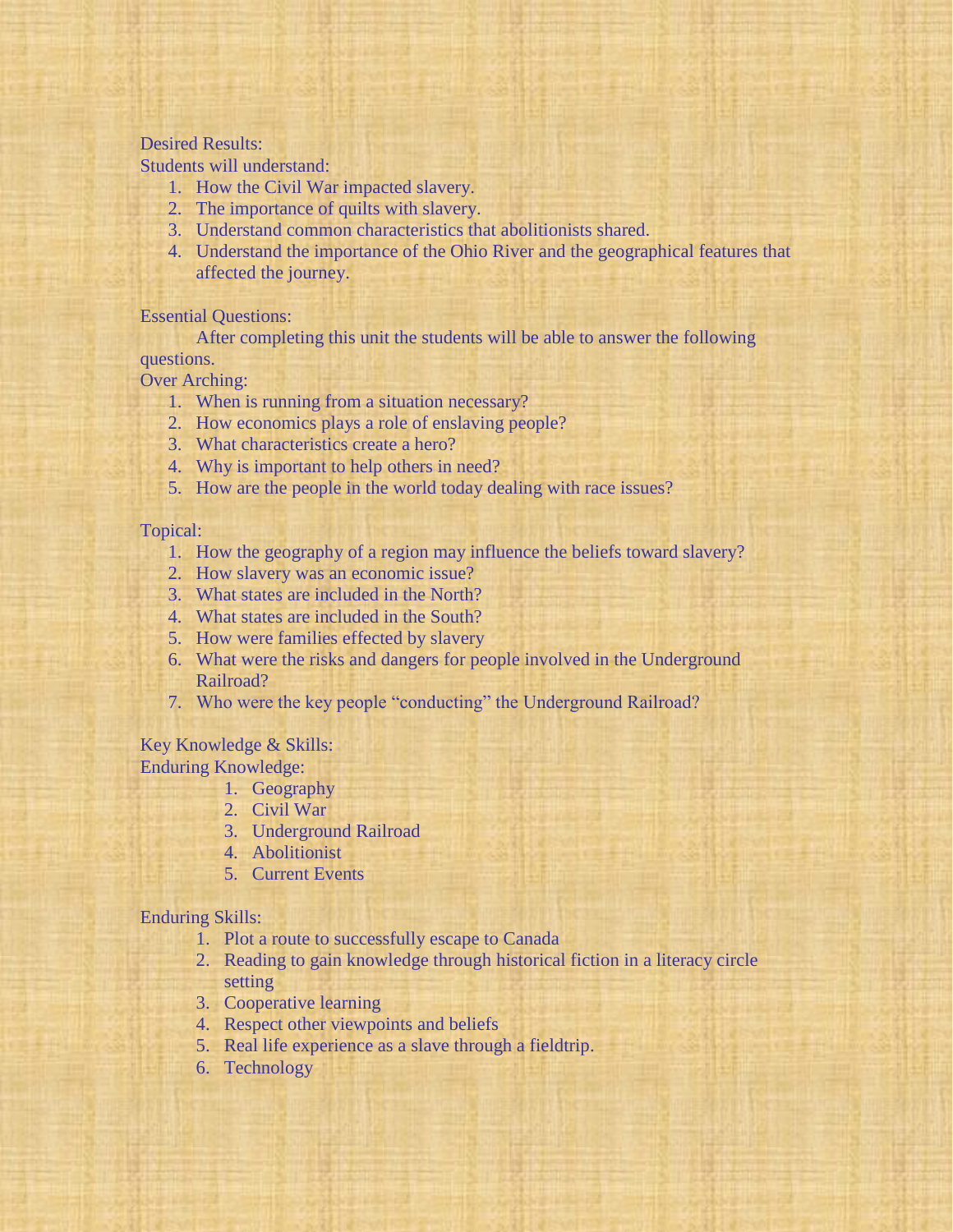Desired Results:

Students will understand:

1. How the Civil War impacted slavery.
2. The importance of quilts with slavery.
3. Understand common characteristics that abolitionists shared.
4. Understand the importance of the Ohio River and the geographical features that affected the journey.

Essential Questions:

After completing this unit the students will be able to answer the following questions.

Over Arching:

1. When is running from a situation necessary?
2. How economics plays a role of enslaving people?
3. What characteristics create a hero?
4. Why is important to help others in need?
5. How are the people in the world today dealing with race issues?

Topical:

1. How the geography of a region may influence the beliefs toward slavery?
2. How slavery was an economic issue?
3. What states are included in the North?
4. What states are included in the South?
5. How were families effected by slavery
6. What were the risks and dangers for people involved in the Underground Railroad?
7. Who were the key people "conducting" the Underground Railroad?

Key Knowledge & Skills:

Enduring Knowledge:

1. Geography
2. Civil War
3. Underground Railroad
4. Abolitionist
5. Current Events

Enduring Skills:

1. Plot a route to successfully escape to Canada
2. Reading to gain knowledge through historical fiction in a literacy circle setting
3. Cooperative learning
4. Respect other viewpoints and beliefs
5. Real life experience as a slave through a fieldtrip.
6. Technology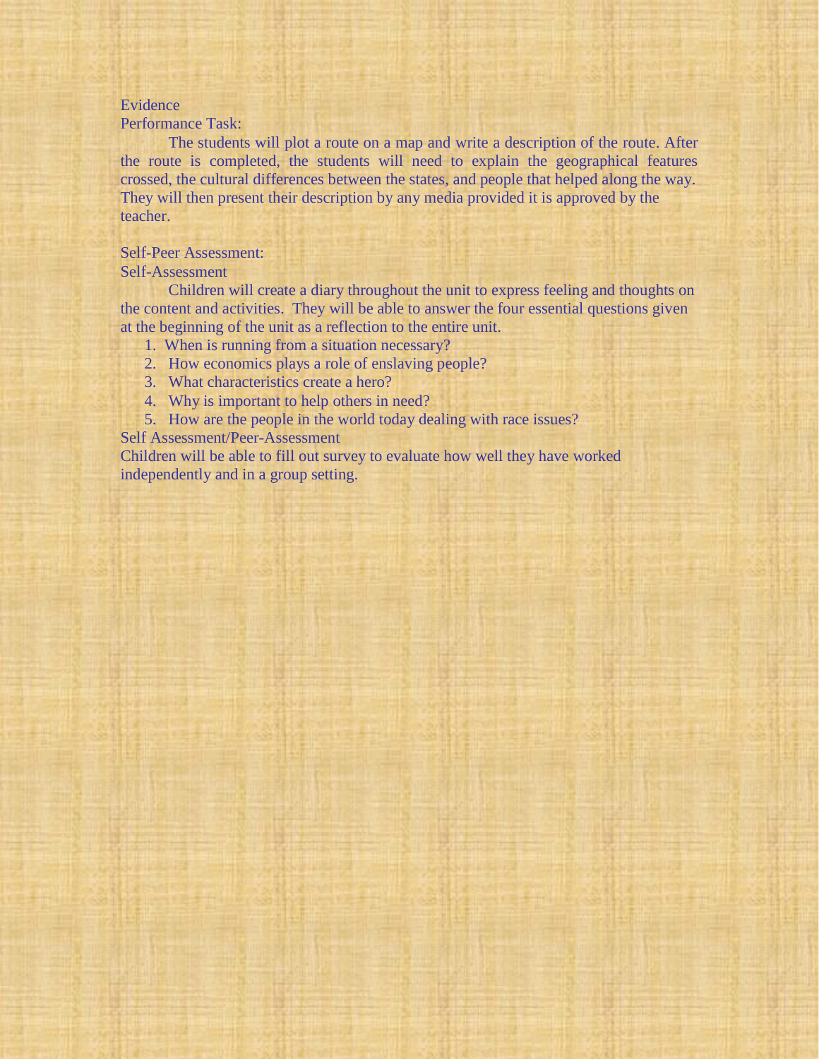Evidence

Performance Task:

The students will plot a route on a map and write a description of the route. After the route is completed, the students will need to explain the geographical features crossed, the cultural differences between the states, and people that helped along the way. They will then present their description by any media provided it is approved by the teacher.

Self-Peer Assessment:

Self-Assessment

Children will create a diary throughout the unit to express feeling and thoughts on the content and activities. They will be able to answer the four essential questions given at the beginning of the unit as a reflection to the entire unit.

1. When is running from a situation necessary?
2. How economics plays a role of enslaving people?
3. What characteristics create a hero?
4. Why is important to help others in need?
5. How are the people in the world today dealing with race issues?

Self Assessment/Peer-Assessment

Children will be able to fill out survey to evaluate how well they have worked independently and in a group setting.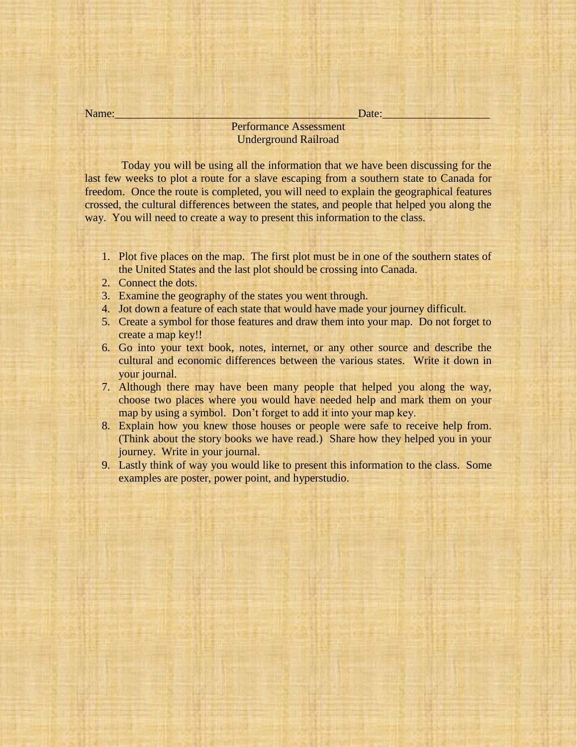Name:\_\_\_\_\_\_\_\_\_\_\_\_\_\_\_\_\_\_\_\_\_\_\_\_\_\_\_\_\_\_\_\_\_\_\_\_\_\_\_\_\_\_\_\_\_Date:\_\_\_\_\_\_\_\_\_\_\_\_\_\_\_\_\_\_\_

## Performance Assessment
## Underground Railroad

Today you will be using all the information that we have been discussing for the last few weeks to plot a route for a slave escaping from a southern state to Canada for freedom. Once the route is completed, you will need to explain the geographical features crossed, the cultural differences between the states, and people that helped you along the way. You will need to create a way to present this information to the class.

1. Plot five places on the map. The first plot must be in one of the southern states of the United States and the last plot should be crossing into Canada.
2. Connect the dots.
3. Examine the geography of the states you went through.
4. Jot down a feature of each state that would have made your journey difficult.
5. Create a symbol for those features and draw them into your map. Do not forget to create a map key!!
6. Go into your text book, notes, internet, or any other source and describe the cultural and economic differences between the various states. Write it down in your journal.
7. Although there may have been many people that helped you along the way, choose two places where you would have needed help and mark them on your map by using a symbol. Don't forget to add it into your map key.
8. Explain how you knew those houses or people were safe to receive help from. (Think about the story books we have read.) Share how they helped you in your journey. Write in your journal.
9. Lastly think of way you would like to present this information to the class. Some examples are poster, power point, and hyperstudio.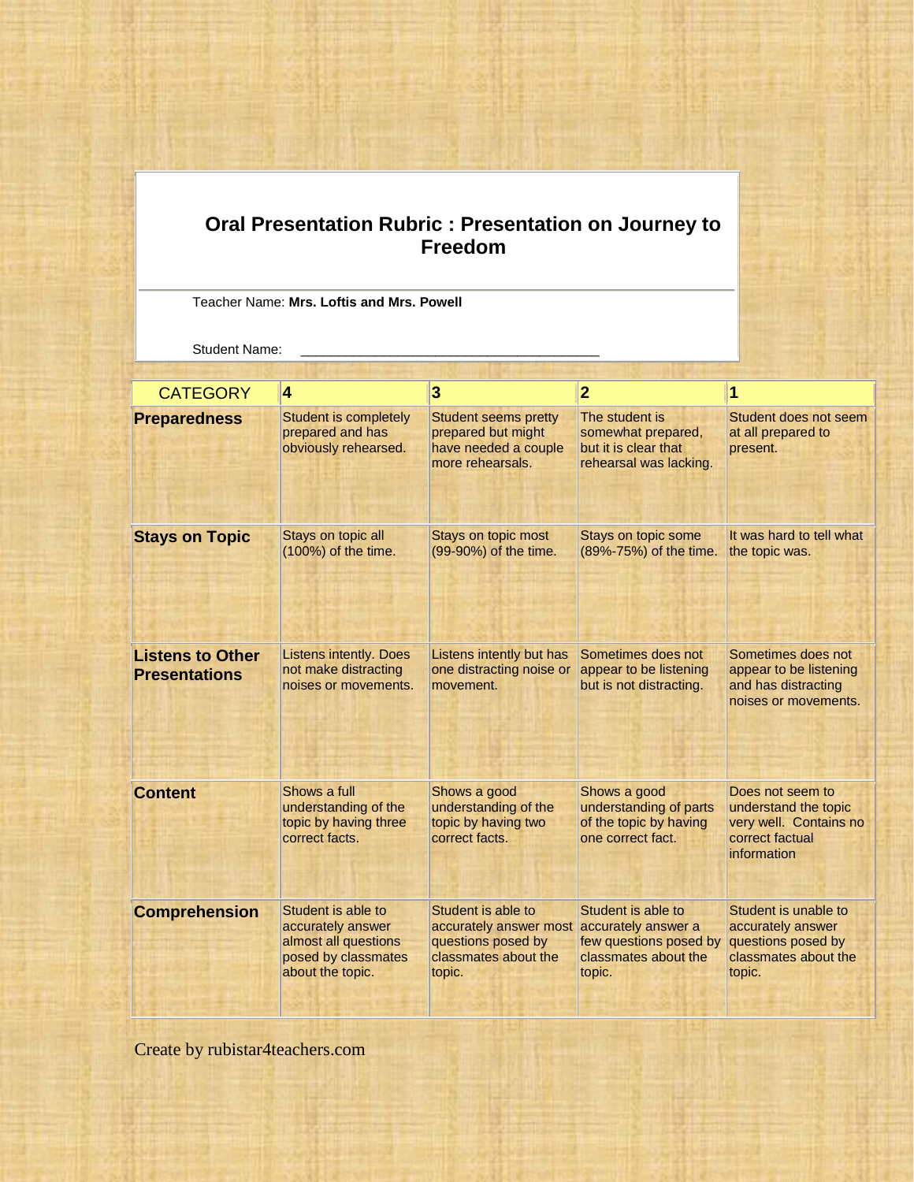# Oral Presentation Rubric : Presentation on Journey to Freedom

Teacher Name: **Mrs. Loftis and Mrs. Powell**

Student Name: ________________________________________

| CATEGORY | 4 | 3 | 2 | 1 |
|---|---|---|---|---|
| **Preparedness** | Student is completely prepared and has obviously rehearsed. | Student seems pretty prepared but might have needed a couple more rehearsals. | The student is somewhat prepared, but it is clear that rehearsal was lacking. | Student does not seem at all prepared to present. |
| **Stays on Topic** | Stays on topic all (100%) of the time. | Stays on topic most (99-90%) of the time. | Stays on topic some (89%-75%) of the time. | It was hard to tell what the topic was. |
| **Listens to Other Presentations** | Listens intently. Does not make distracting noises or movements. | Listens intently but has one distracting noise or movement. | Sometimes does not appear to be listening but is not distracting. | Sometimes does not appear to be listening and has distracting noises or movements. |
| **Content** | Shows a full understanding of the topic by having three correct facts. | Shows a good understanding of the topic by having two correct facts. | Shows a good understanding of parts of the topic by having one correct fact. | Does not seem to understand the topic very well. Contains no correct factual information |
| **Comprehension** | Student is able to accurately answer almost all questions posed by classmates about the topic. | Student is able to accurately answer most questions posed by classmates about the topic. | Student is able to accurately answer a few questions posed by classmates about the topic. | Student is unable to accurately answer questions posed by classmates about the topic. |

Create by rubistar4teachers.com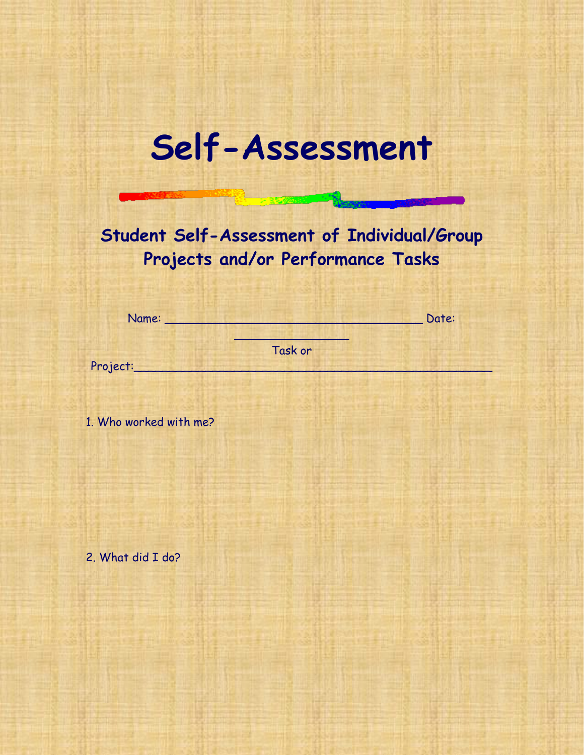# Self-Assessment

## Student Self-Assessment of Individual/Group Projects and/or Performance Tasks

Name: ___________________________________ Date: _______________

Task or Project:_________________________________________________

1. Who worked with me?

2. What did I do?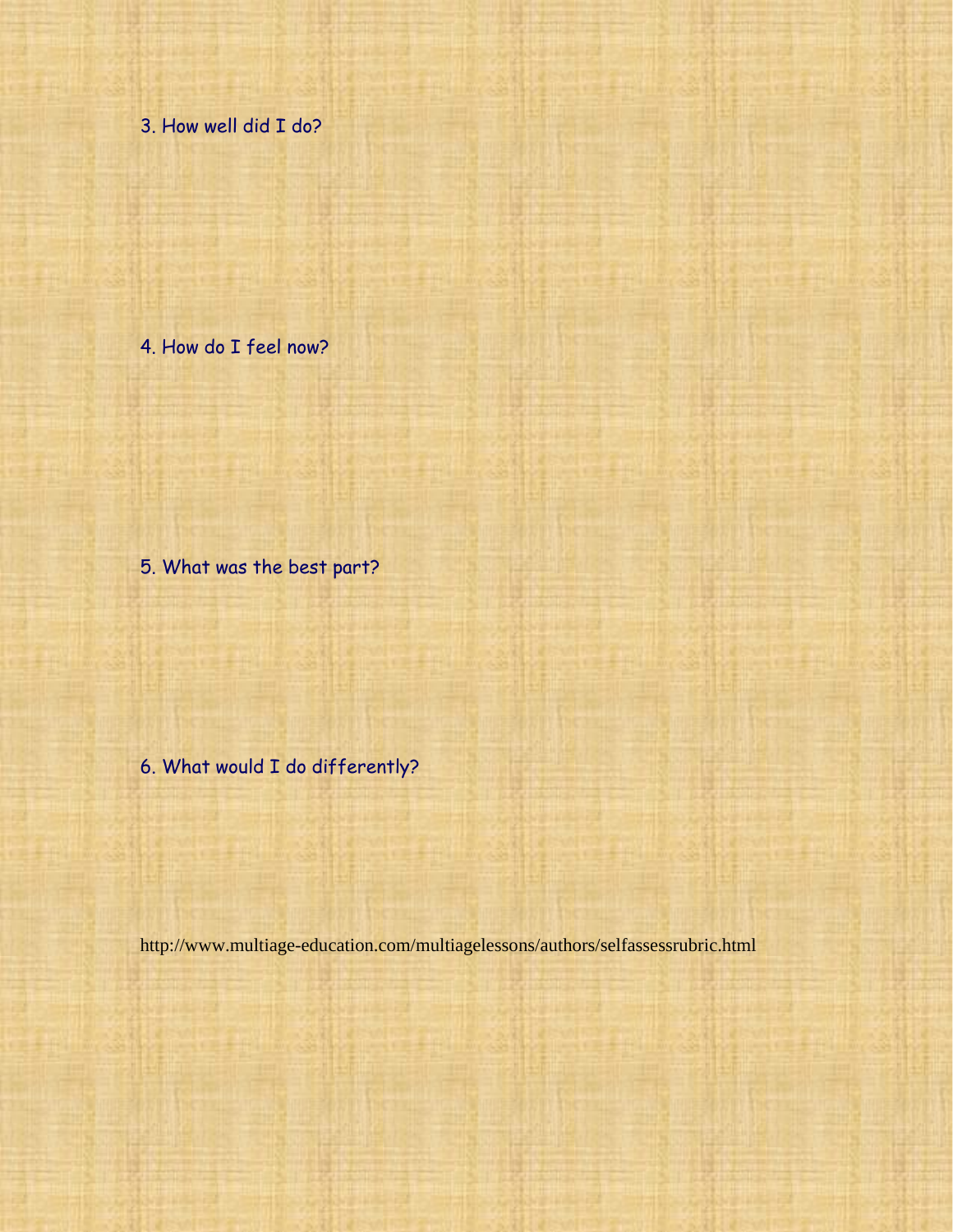3. How well did I do?

4. How do I feel now?

5. What was the best part?

6. What would I do differently?

http://www.multiage-education.com/multiagelessons/authors/selfassessrubric.html